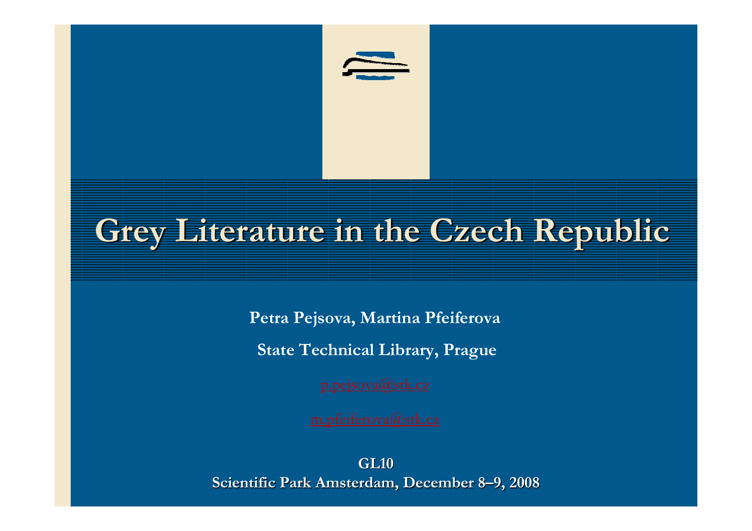# Grey Literature in the Czech Republic

**Petra Pejsova, Martina Pfeiferova**

**State Technical Library, Prague**

p.pejsova@stk.cz

m.pfeiferova@stk.cz

**GL10**
**Scientific Park Amsterdam, December 8–9, 2008**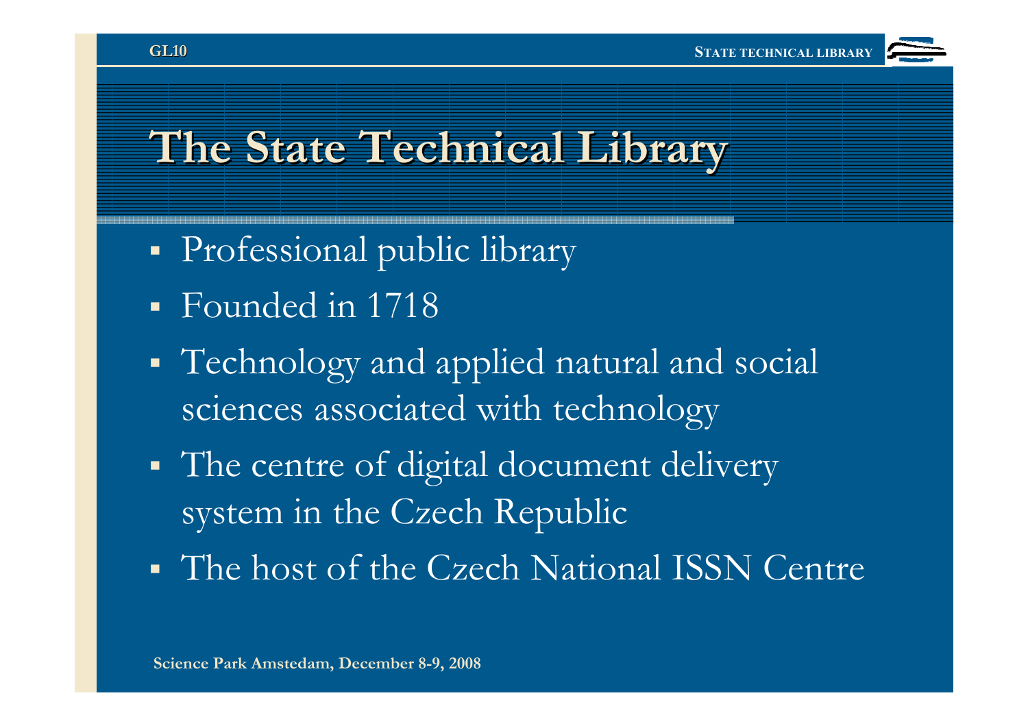# The State Technical Library

- Professional public library
- Founded in 1718
- Technology and applied natural and social sciences associated with technology
- The centre of digital document delivery system in the Czech Republic
- The host of the Czech National ISSN Centre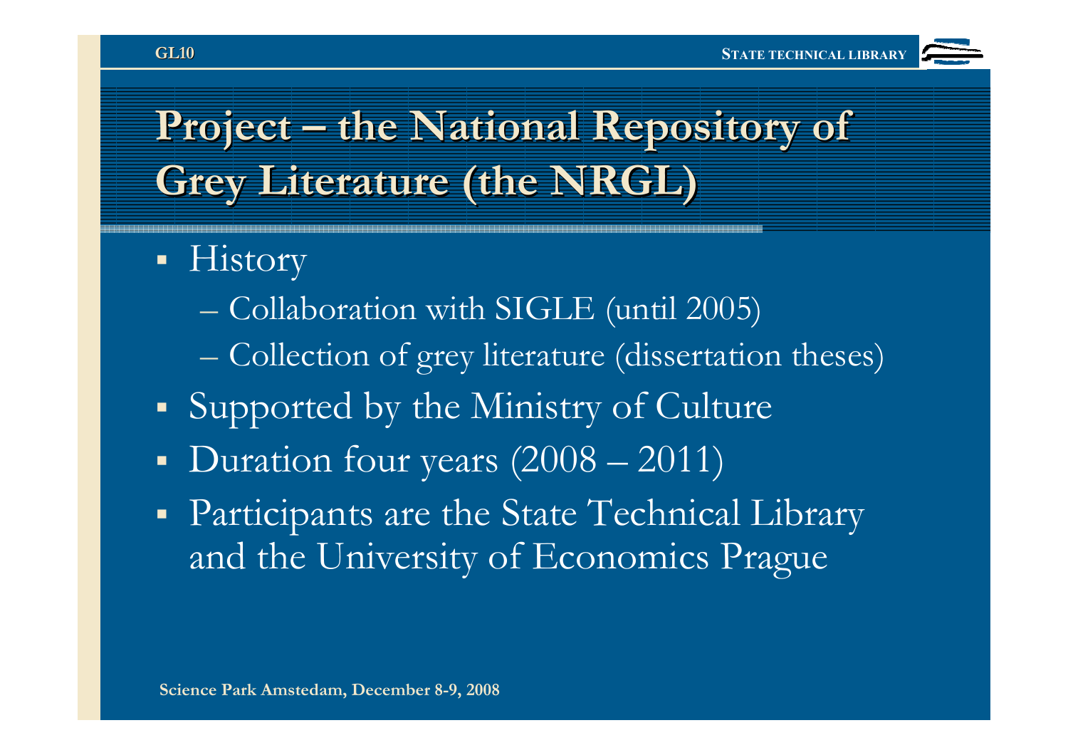# Project – the National Repository of Grey Literature (the NRGL)

- History
  - Collaboration with SIGLE (until 2005)
  - Collection of grey literature (dissertation theses)
- Supported by the Ministry of Culture
- Duration four years (2008 – 2011)
- Participants are the State Technical Library and the University of Economics Prague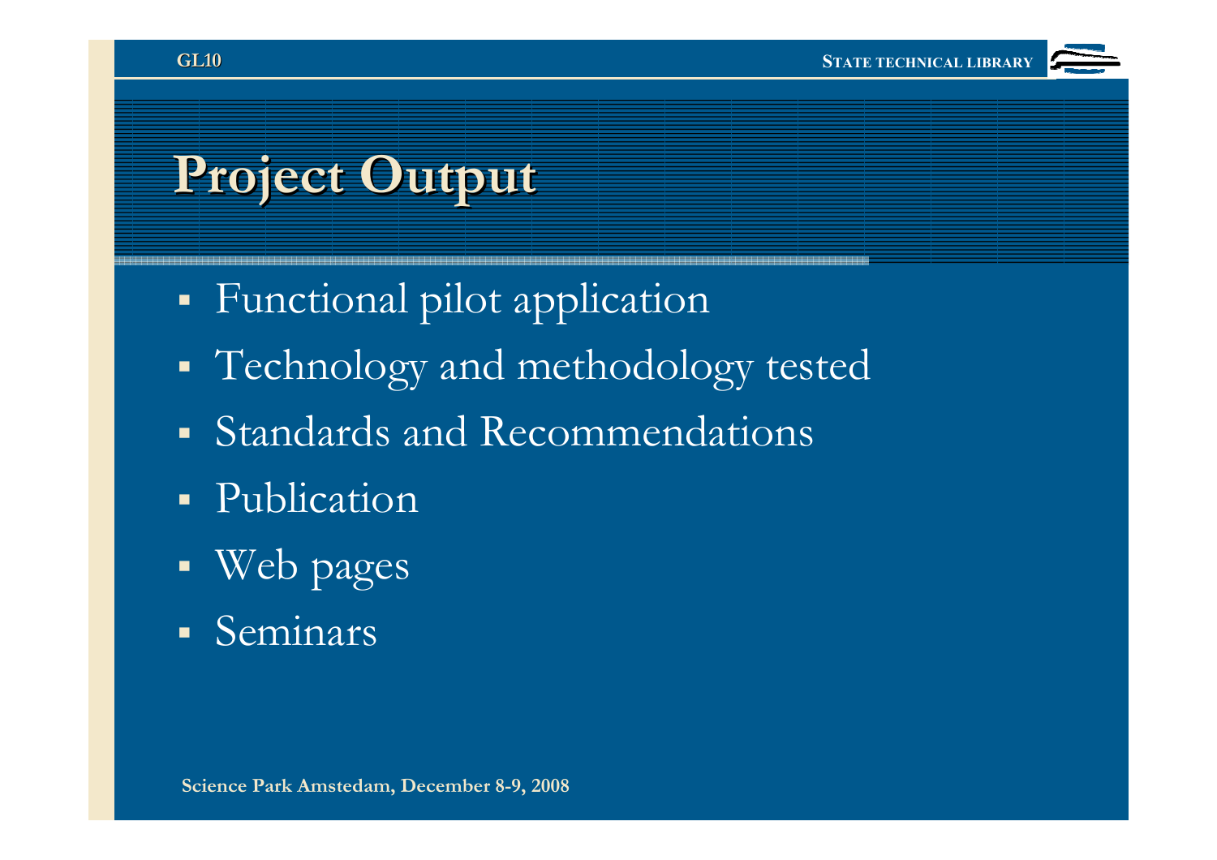# Project Output

- Functional pilot application
- Technology and methodology tested
- Standards and Recommendations
- Publication
- Web pages
- Seminars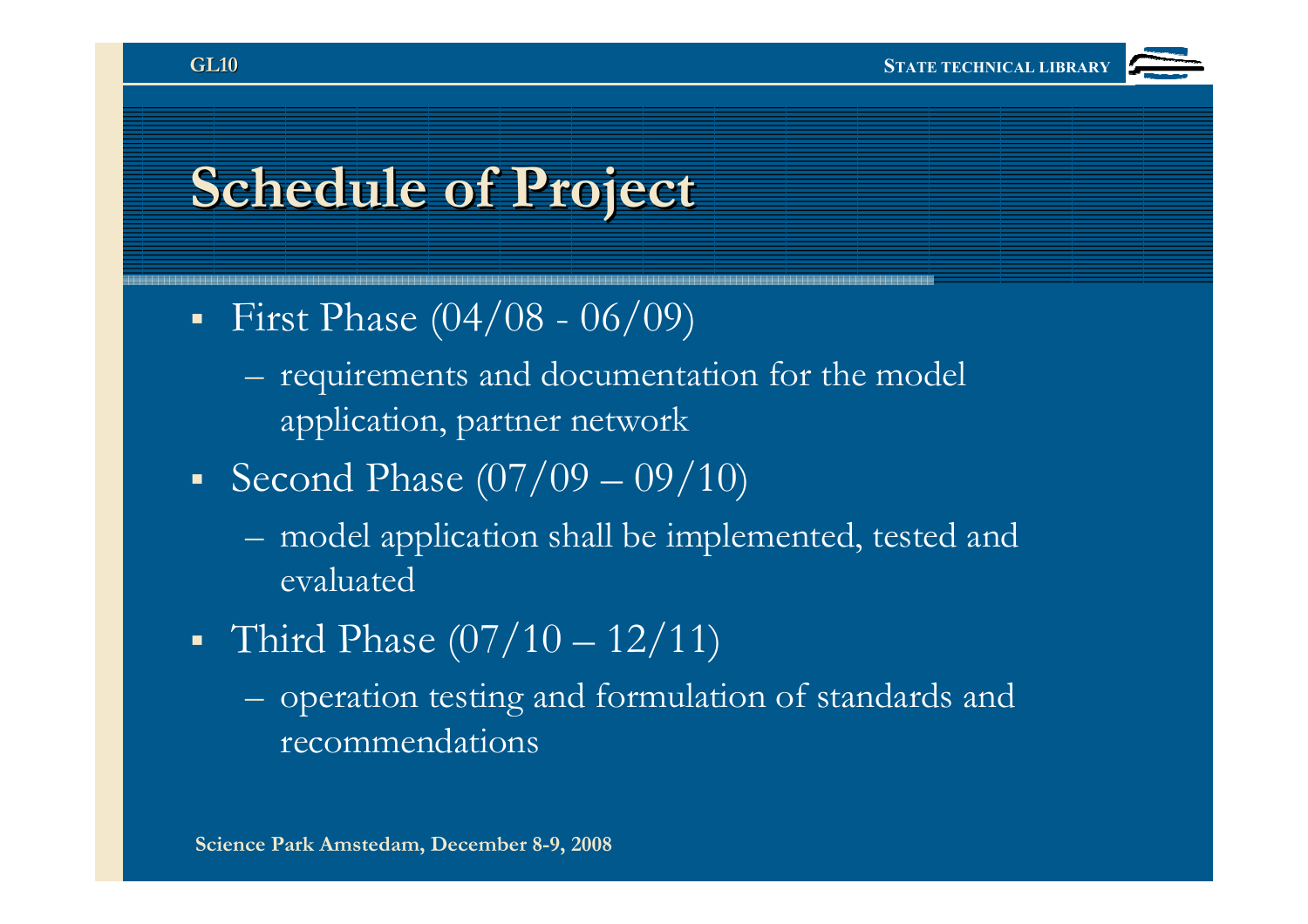# Schedule of Project

- First Phase (04/08 - 06/09)
  - requirements and documentation for the model application, partner network
- Second Phase (07/09 – 09/10)
  - model application shall be implemented, tested and evaluated
- Third Phase (07/10 – 12/11)
  - operation testing and formulation of standards and recommendations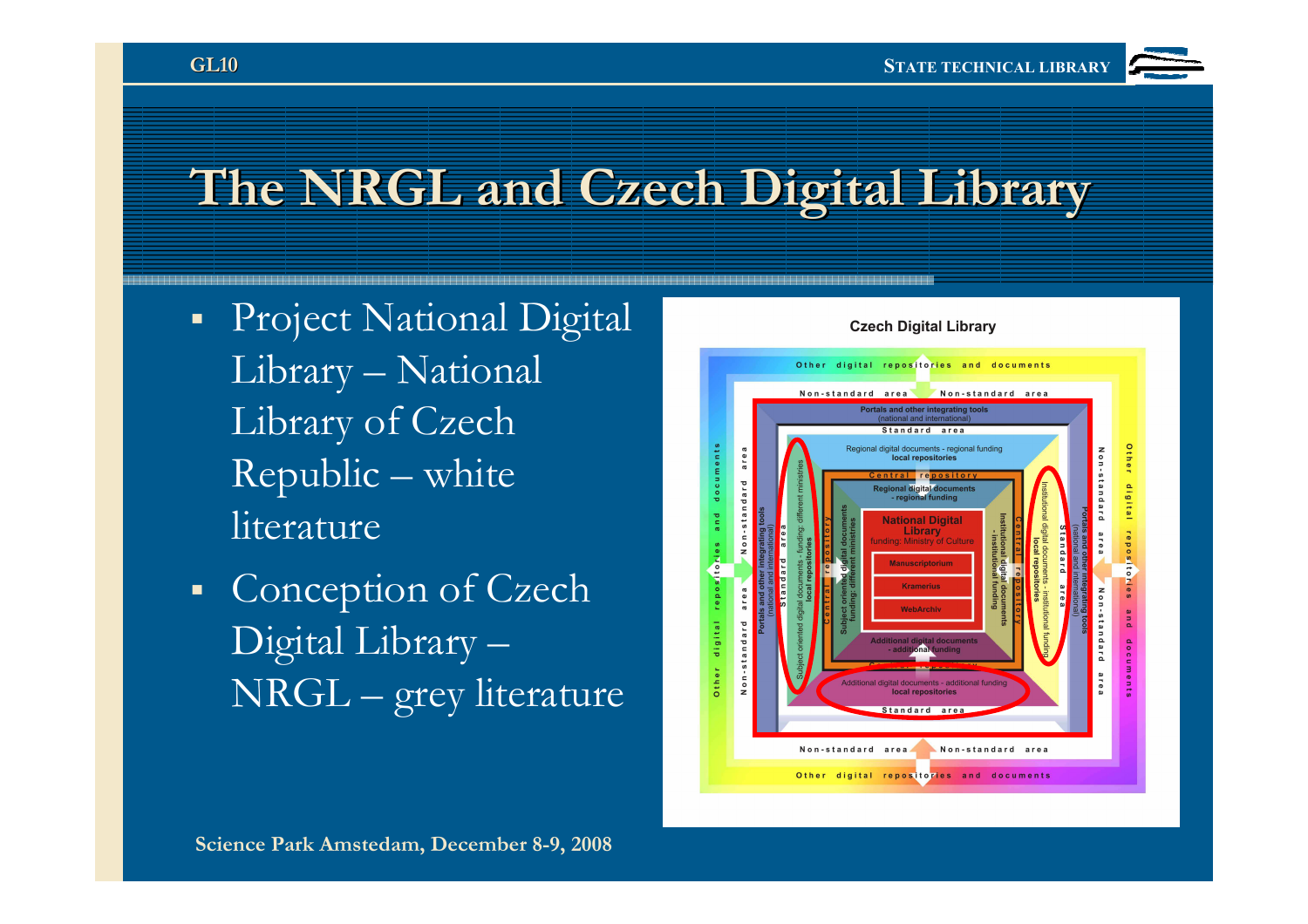# The NRGL and Czech Digital Library

- Project National Digital Library – National Library of Czech Republic – white literature
- Conception of Czech Digital Library – NRGL – grey literature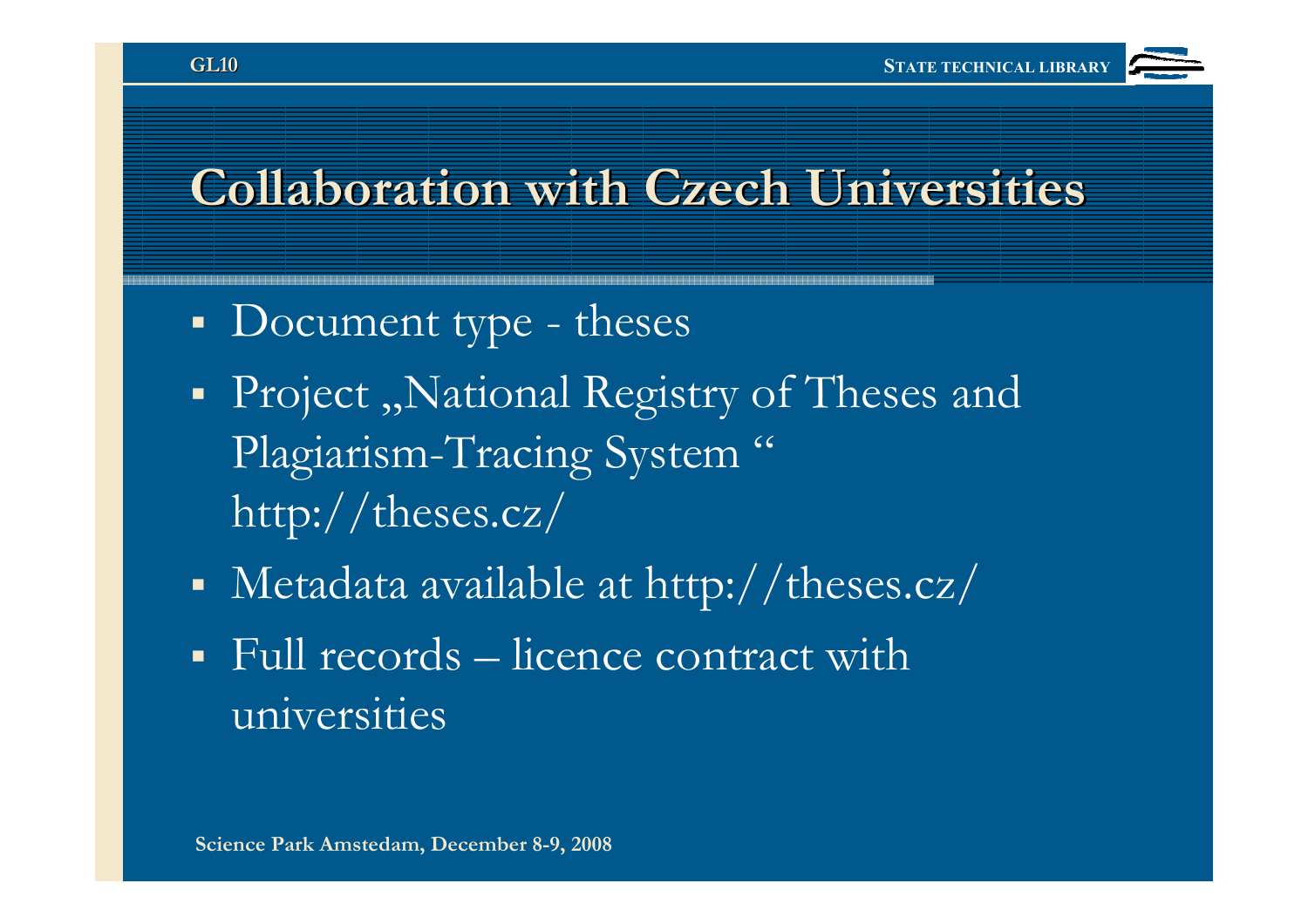# Collaboration with Czech Universities

- Document type - theses
- Project „National Registry of Theses and Plagiarism-Tracing System “ http://theses.cz/
- Metadata available at http://theses.cz/
- Full records – licence contract with universities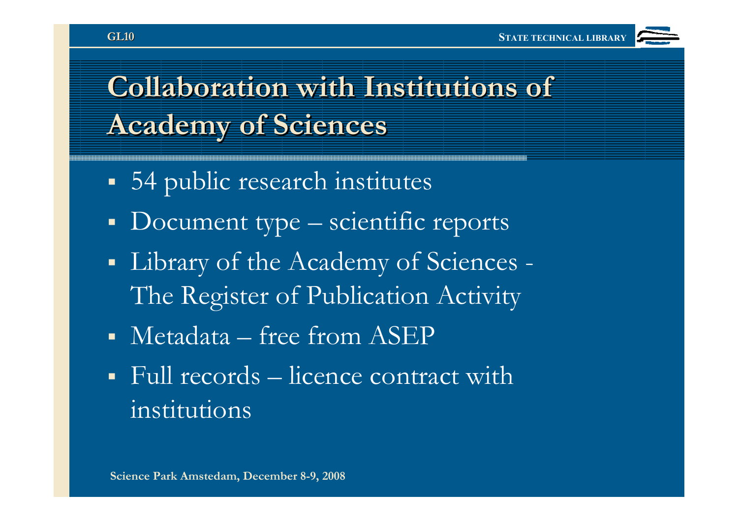# Collaboration with Institutions of Academy of Sciences

- 54 public research institutes
- Document type – scientific reports
- Library of the Academy of Sciences - The Register of Publication Activity
- Metadata – free from ASEP
- Full records – licence contract with institutions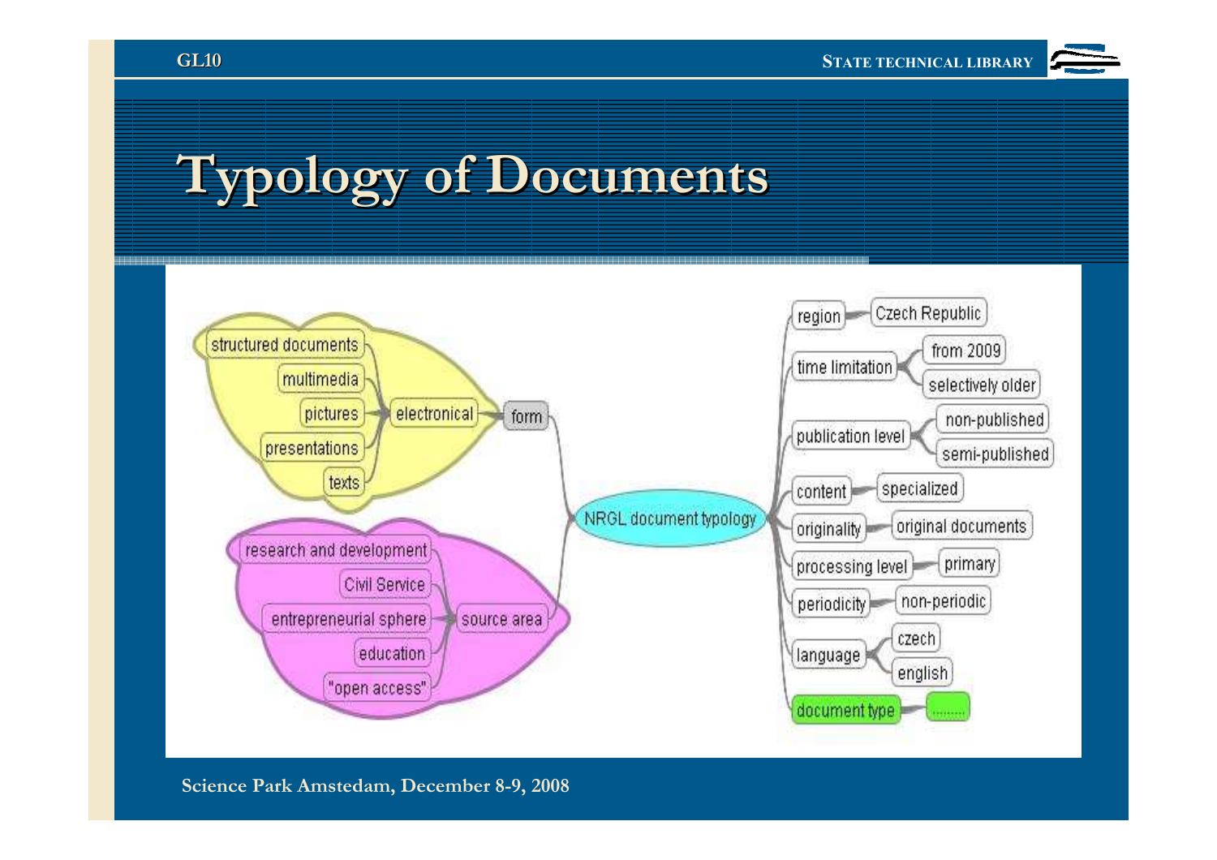# Typology of Documents

- NRGL document typology
  - form
    - electronical
      - structured documents
      - multimedia
      - pictures
      - presentations
      - texts
  - source area
    - research and development
    - Civil Service
    - entrepreneurial sphere
    - education
    - "open access"
  - region
    - Czech Republic
  - time limitation
    - from 2009
    - selectively older
  - publication level
    - non-published
    - semi-published
  - content
    - specialized
  - originality
    - original documents
  - processing level
    - primary
  - periodicity
    - non-periodic
  - language
    - czech
    - english
  - document type
    - ........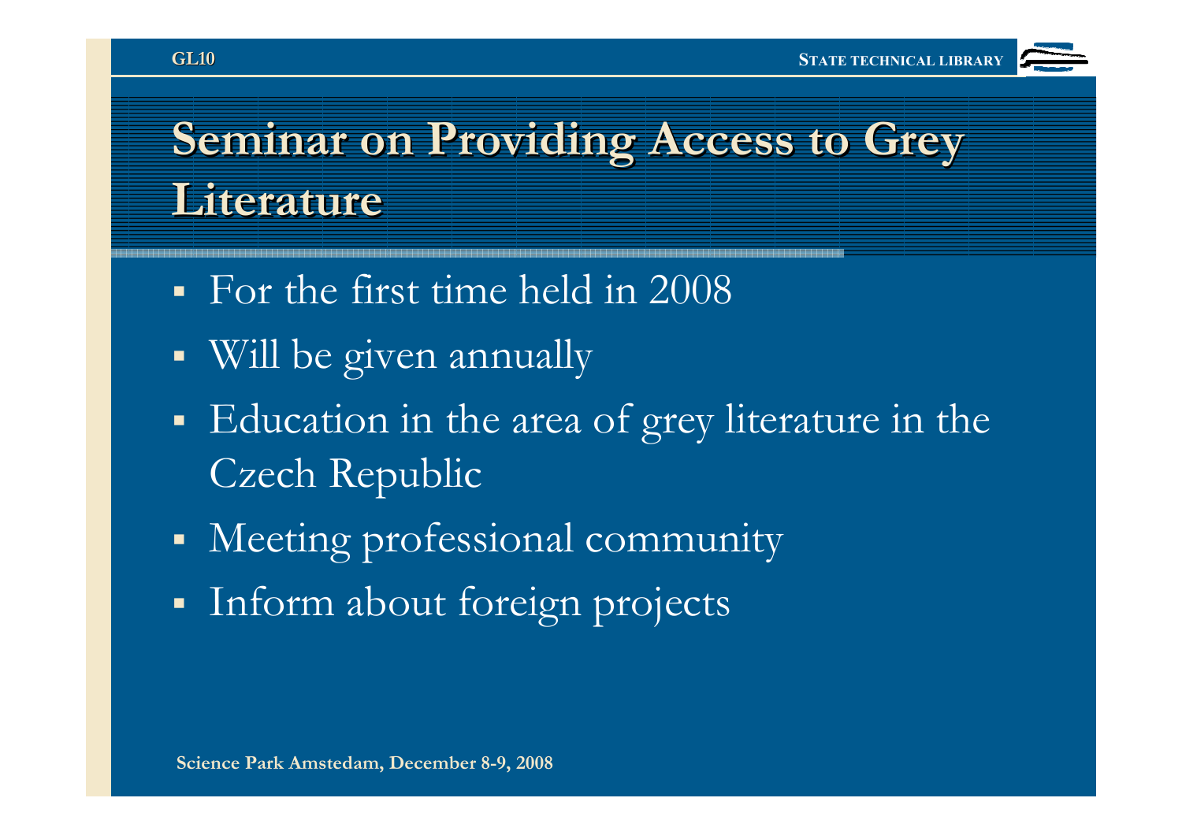# Seminar on Providing Access to Grey Literature

- For the first time held in 2008
- Will be given annually
- Education in the area of grey literature in the Czech Republic
- Meeting professional community
- Inform about foreign projects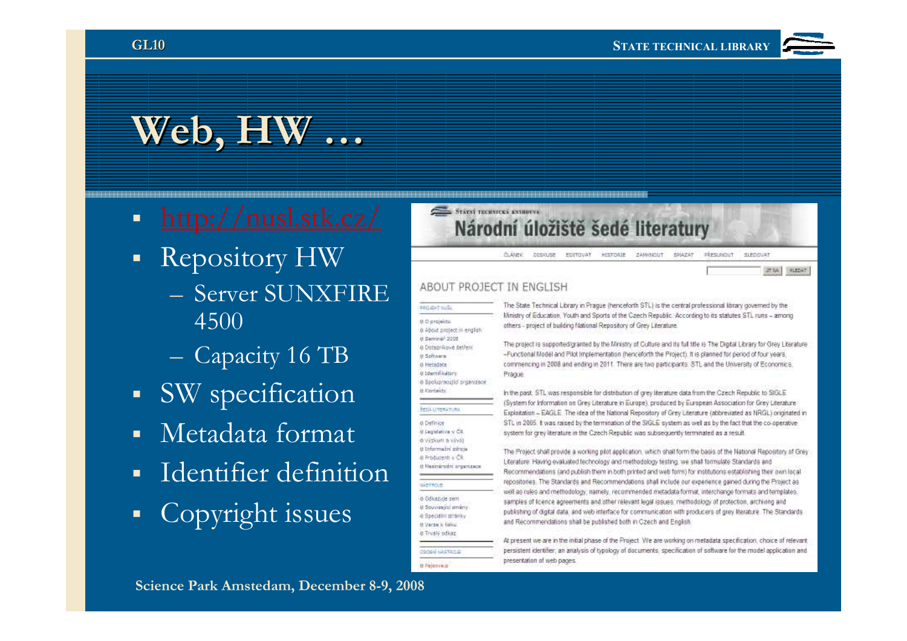# Web, HW …

- http://nusl.stk.cz/
- Repository HW
  - Server SUNXFIRE 4500
  - Capacity 16 TB
- SW specification
- Metadata format
- Identifier definition
- Copyright issues

STÁTNÍ TECHNICKÁ KNIHOVNA

## Národní úložiště šedé literatury

ČLÁNEK DISKUSE EDITOVAT HISTORIE ZAMKNOUT SMAZAT PŘESUNOUT SLEDOVAT

JIT NA HLEDAT

### ABOUT PROJECT IN ENGLISH

PROJEKT NUŠL

- O projektu
- About project in english
- Seminář 2008
- Dotazníkové šetření
- Software
- Metadata
- Identifikátory
- Spolupracující organizace
- Kontakty

ŠEDÁ LITERATURA

- Definice
- Legislativa v ČR
- Výzkum a vývoj
- Informační zdroje
- Producenti v ČR
- Mezinárodní organizace

NÁSTROJE

- Odkazuje sem
- Související změny
- Speciální stránky
- Verze k tisku
- Trvalý odkaz

OSOBNÍ NASTAVENÍ

- Přihlásit

The State Technical Library in Prague (henceforth STL) is the central professional library governed by the Ministry of Education, Youth and Sports of the Czech Republic. According to its statutes STL runs – among others - project of building National Repository of Grey Literature.

The project is supported/granted by the Ministry of Culture and its full title is The Digital Library for Grey Literature –Functional Model and Pilot Implementation (henceforth the Project). It is planned for period of four years, commencing in 2008 and ending in 2011. There are two participants: STL and the University of Economics, Prague.

In the past, STL was responsible for distribution of grey literature data from the Czech Republic to SIGLE (System for Information on Grey Literature in Europe), produced by European Association for Grey Literature Exploitation – EAGLE. The idea of the National Repository of Grey Literature (abbreviated as NRGL) originated in STL in 2005. It was raised by the termination of the SIGLE system as well as by the fact that the co-operative system for grey literature in the Czech Republic was subsequently terminated as a result.

The Project shall provide a working pilot application, which shall form the basis of the National Repository of Grey Literature. Having evaluated technology and methodology testing, we shall formulate Standards and Recommendations (and publish them in both printed and web form) for institutions establishing their own local repositories. The Standards and Recommendations shall include our experience gained during the Project as well as rules and methodology, namely, recommended metadata format, interchange formats and templates, samples of licence agreements and other relevant legal issues, methodology of protection, archiving and publishing of digital data, and web interface for communication with producers of grey literature. The Standards and Recommendations shall be published both in Czech and English.

At present we are in the initial phase of the Project. We are working on metadata specification, choice of relevant persistent identifier, an analysis of typology of documents, specification of software for the model application and presentation of web pages.

Science Park Amstedam, December 8-9, 2008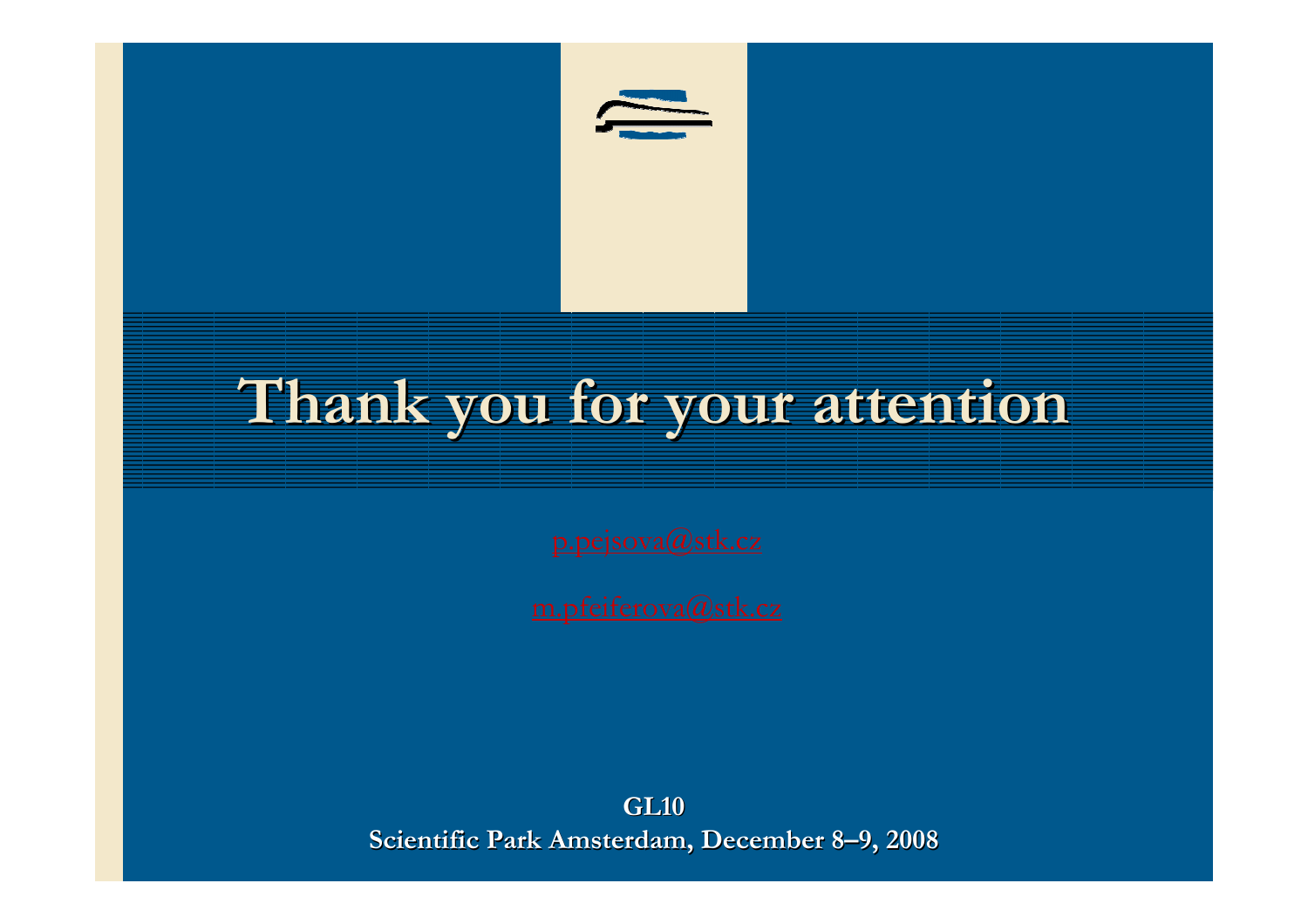# Thank you for your attention

p.pejsova@stk.cz

m.pfeifcrova@stk.cz

**GL10**
**Scientific Park Amsterdam, December 8–9, 2008**